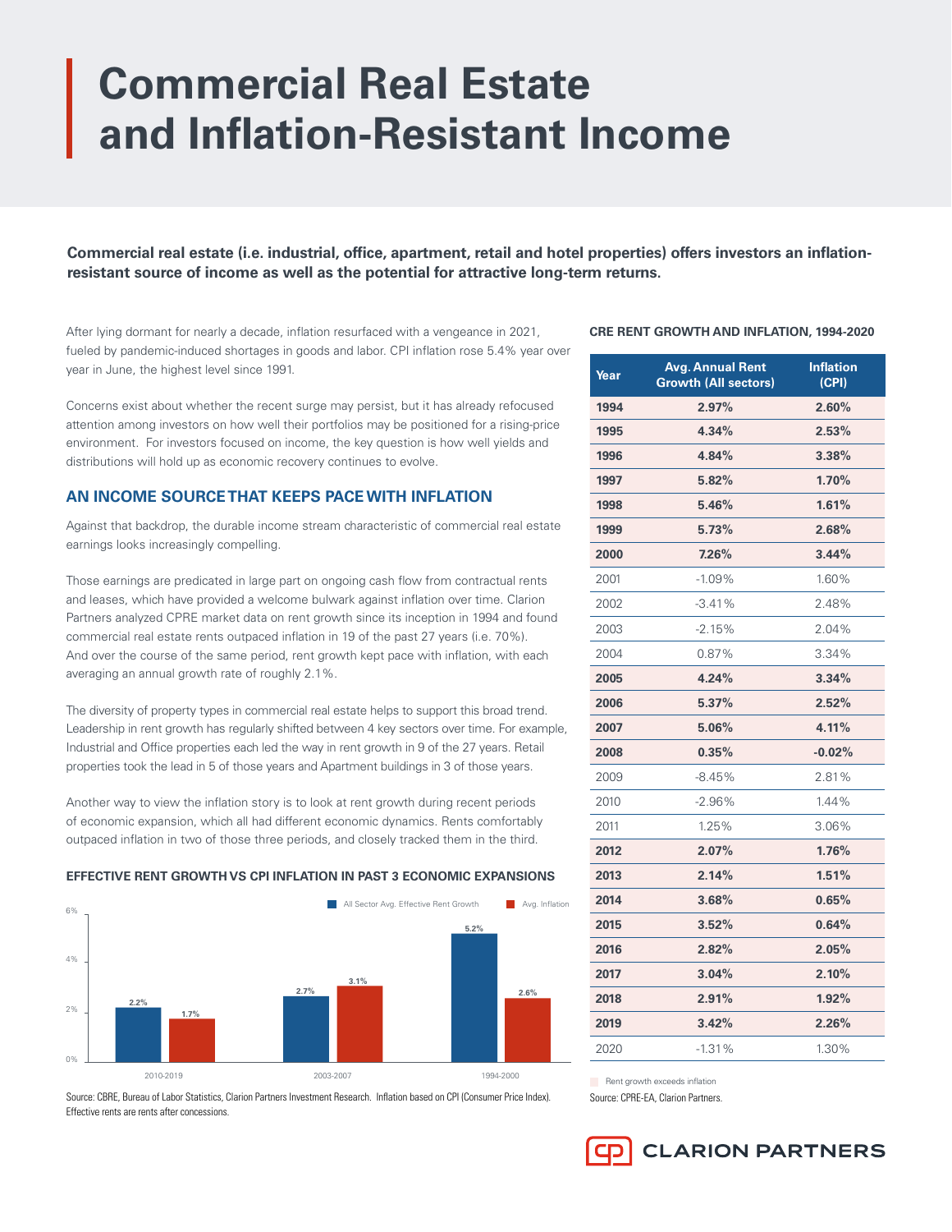# Commercial Real Estate and Inflation-Resistant Income

**Commercial real estate (i.e. industrial, office, apartment, retail and hotel properties) offers investors an inflation-resistant source of income as well as the potential for attractive long-term returns.**

After lying dormant for nearly a decade, inflation resurfaced with a vengeance in 2021, fueled by pandemic-induced shortages in goods and labor. CPI inflation rose 5.4% year over year in June, the highest level since 1991.

Concerns exist about whether the recent surge may persist, but it has already refocused attention among investors on how well their portfolios may be positioned for a rising-price environment. For investors focused on income, the key question is how well yields and distributions will hold up as economic recovery continues to evolve.

## AN INCOME SOURCE THAT KEEPS PACE WITH INFLATION

Against that backdrop, the durable income stream characteristic of commercial real estate earnings looks increasingly compelling.

Those earnings are predicated in large part on ongoing cash flow from contractual rents and leases, which have provided a welcome bulwark against inflation over time. Clarion Partners analyzed CPRE market data on rent growth since its inception in 1994 and found commercial real estate rents outpaced inflation in 19 of the past 27 years (i.e. 70%). And over the course of the same period, rent growth kept pace with inflation, with each averaging an annual growth rate of roughly 2.1%.

The diversity of property types in commercial real estate helps to support this broad trend. Leadership in rent growth has regularly shifted between 4 key sectors over time. For example, Industrial and Office properties each led the way in rent growth in 9 of the 27 years. Retail properties took the lead in 5 of those years and Apartment buildings in 3 of those years.

Another way to view the inflation story is to look at rent growth during recent periods of economic expansion, which all had different economic dynamics. Rents comfortably outpaced inflation in two of those three periods, and closely tracked them in the third.

**EFFECTIVE RENT GROWTH VS CPI INFLATION IN PAST 3 ECONOMIC EXPANSIONS**

| Period | All Sector Avg. Effective Rent Growth | Avg. Inflation |
|---|---|---|
| 2010-2019 | 2.2% | 1.7% |
| 2003-2007 | 2.7% | 3.1% |
| 1994-2000 | 5.2% | 2.6% |

Source: CBRE, Bureau of Labor Statistics, Clarion Partners Investment Research. Inflation based on CPI (Consumer Price Index). Effective rents are rents after concessions.

**CRE RENT GROWTH AND INFLATION, 1994-2020**

| Year | Avg. Annual Rent Growth (All sectors) | Inflation (CPI) |
|---|---|---|
| **1994** | **2.97%** | **2.60%** |
| **1995** | **4.34%** | **2.53%** |
| **1996** | **4.84%** | **3.38%** |
| **1997** | **5.82%** | **1.70%** |
| **1998** | **5.46%** | **1.61%** |
| **1999** | **5.73%** | **2.68%** |
| **2000** | **7.26%** | **3.44%** |
| 2001 | -1.09% | 1.60% |
| 2002 | -3.41% | 2.48% |
| 2003 | -2.15% | 2.04% |
| 2004 | 0.87% | 3.34% |
| **2005** | **4.24%** | **3.34%** |
| **2006** | **5.37%** | **2.52%** |
| **2007** | **5.06%** | **4.11%** |
| **2008** | **0.35%** | **-0.02%** |
| 2009 | -8.45% | 2.81% |
| 2010 | -2.96% | 1.44% |
| 2011 | 1.25% | 3.06% |
| **2012** | **2.07%** | **1.76%** |
| **2013** | **2.14%** | **1.51%** |
| **2014** | **3.68%** | **0.65%** |
| **2015** | **3.52%** | **0.64%** |
| **2016** | **2.82%** | **2.05%** |
| **2017** | **3.04%** | **2.10%** |
| **2018** | **2.91%** | **1.92%** |
| **2019** | **3.42%** | **2.26%** |
| 2020 | -1.31% | 1.30% |

Rent growth exceeds inflation

Source: CPRE-EA, Clarion Partners.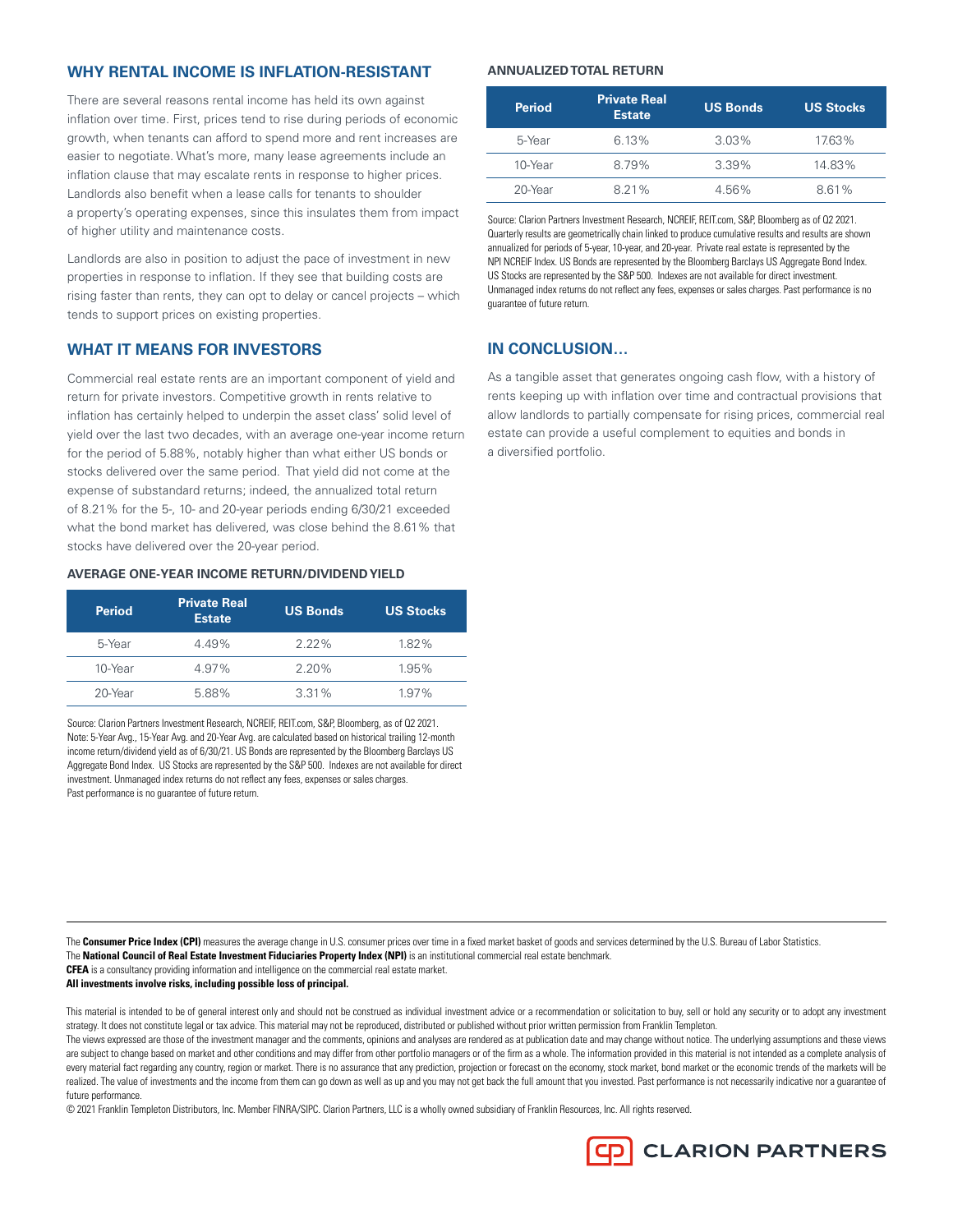## WHY RENTAL INCOME IS INFLATION-RESISTANT

There are several reasons rental income has held its own against inflation over time. First, prices tend to rise during periods of economic growth, when tenants can afford to spend more and rent increases are easier to negotiate. What's more, many lease agreements include an inflation clause that may escalate rents in response to higher prices. Landlords also benefit when a lease calls for tenants to shoulder a property's operating expenses, since this insulates them from impact of higher utility and maintenance costs.

Landlords are also in position to adjust the pace of investment in new properties in response to inflation. If they see that building costs are rising faster than rents, they can opt to delay or cancel projects – which tends to support prices on existing properties.

## WHAT IT MEANS FOR INVESTORS

Commercial real estate rents are an important component of yield and return for private investors. Competitive growth in rents relative to inflation has certainly helped to underpin the asset class' solid level of yield over the last two decades, with an average one-year income return for the period of 5.88%, notably higher than what either US bonds or stocks delivered over the same period. That yield did not come at the expense of substandard returns; indeed, the annualized total return of 8.21% for the 5-, 10- and 20-year periods ending 6/30/21 exceeded what the bond market has delivered, was close behind the 8.61% that stocks have delivered over the 20-year period.

**AVERAGE ONE-YEAR INCOME RETURN/DIVIDEND YIELD**

| Period | Private Real Estate | US Bonds | US Stocks |
|---|---|---|---|
| 5-Year | 4.49% | 2.22% | 1.82% |
| 10-Year | 4.97% | 2.20% | 1.95% |
| 20-Year | 5.88% | 3.31% | 1.97% |

Source: Clarion Partners Investment Research, NCREIF, REIT.com, S&P, Bloomberg, as of Q2 2021. Note: 5-Year Avg., 15-Year Avg. and 20-Year Avg. are calculated based on historical trailing 12-month income return/dividend yield as of 6/30/21. US Bonds are represented by the Bloomberg Barclays US Aggregate Bond Index. US Stocks are represented by the S&P 500. Indexes are not available for direct investment. Unmanaged index returns do not reflect any fees, expenses or sales charges. Past performance is no guarantee of future return.

**ANNUALIZED TOTAL RETURN**

| Period | Private Real Estate | US Bonds | US Stocks |
|---|---|---|---|
| 5-Year | 6.13% | 3.03% | 17.63% |
| 10-Year | 8.79% | 3.39% | 14.83% |
| 20-Year | 8.21% | 4.56% | 8.61% |

Source: Clarion Partners Investment Research, NCREIF, REIT.com, S&P, Bloomberg as of Q2 2021. Quarterly results are geometrically chain linked to produce cumulative results and results are shown annualized for periods of 5-year, 10-year, and 20-year. Private real estate is represented by the NPI NCREIF Index. US Bonds are represented by the Bloomberg Barclays US Aggregate Bond Index. US Stocks are represented by the S&P 500. Indexes are not available for direct investment. Unmanaged index returns do not reflect any fees, expenses or sales charges. Past performance is no guarantee of future return.

## IN CONCLUSION...

As a tangible asset that generates ongoing cash flow, with a history of rents keeping up with inflation over time and contractual provisions that allow landlords to partially compensate for rising prices, commercial real estate can provide a useful complement to equities and bonds in a diversified portfolio.

---

The **Consumer Price Index (CPI)** measures the average change in U.S. consumer prices over time in a fixed market basket of goods and services determined by the U.S. Bureau of Labor Statistics.
The **National Council of Real Estate Investment Fiduciaries Property Index (NPI)** is an institutional commercial real estate benchmark.
**CFEA** is a consultancy providing information and intelligence on the commercial real estate market.
**All investments involve risks, including possible loss of principal.**

This material is intended to be of general interest only and should not be construed as individual investment advice or a recommendation or solicitation to buy, sell or hold any security or to adopt any investment strategy. It does not constitute legal or tax advice. This material may not be reproduced, distributed or published without prior written permission from Franklin Templeton.
The views expressed are those of the investment manager and the comments, opinions and analyses are rendered as at publication date and may change without notice. The underlying assumptions and these views are subject to change based on market and other conditions and may differ from other portfolio managers or of the firm as a whole. The information provided in this material is not intended as a complete analysis of every material fact regarding any country, region or market. There is no assurance that any prediction, projection or forecast on the economy, stock market, bond market or the economic trends of the markets will be realized. The value of investments and the income from them can go down as well as up and you may not get back the full amount that you invested. Past performance is not necessarily indicative nor a guarantee of future performance.
© 2021 Franklin Templeton Distributors, Inc. Member FINRA/SIPC. Clarion Partners, LLC is a wholly owned subsidiary of Franklin Resources, Inc. All rights reserved.

CLARION PARTNERS